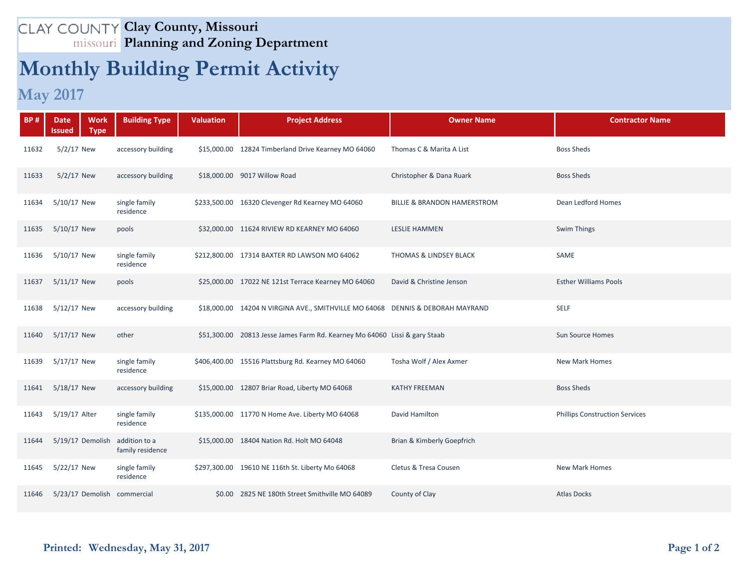CLAY COUNTY missouri **Clay County, Missouri**
**Planning and Zoning Department**

# Monthly Building Permit Activity

## May 2017

| BP # | Date Issued | Work Type | Building Type | Valuation | Project Address | Owner Name | Contractor Name |
|---|---|---|---|---|---|---|---|
| 11632 | 5/2/17 | New | accessory building | $15,000.00 | 12824 Timberland Drive Kearney MO 64060 | Thomas C & Marita A List | Boss Sheds |
| 11633 | 5/2/17 | New | accessory building | $18,000.00 | 9017 Willow Road | Christopher & Dana Ruark | Boss Sheds |
| 11634 | 5/10/17 | New | single family residence | $233,500.00 | 16320 Clevenger Rd Kearney MO 64060 | BILLIE & BRANDON HAMERSTROM | Dean Ledford Homes |
| 11635 | 5/10/17 | New | pools | $32,000.00 | 11624 RIVIEW RD KEARNEY MO 64060 | LESLIE HAMMEN | Swim Things |
| 11636 | 5/10/17 | New | single family residence | $212,800.00 | 17314 BAXTER RD LAWSON MO 64062 | THOMAS & LINDSEY BLACK | SAME |
| 11637 | 5/11/17 | New | pools | $25,000.00 | 17022 NE 121st Terrace Kearney MO 64060 | David & Christine Jenson | Esther Williams Pools |
| 11638 | 5/12/17 | New | accessory building | $18,000.00 | 14204 N VIRGINA AVE., SMITHVILLE MO 64068 | DENNIS & DEBORAH MAYRAND | SELF |
| 11640 | 5/17/17 | New | other | $51,300.00 | 20813 Jesse James Farm Rd. Kearney Mo 64060 | Lissi & gary Staab | Sun Source Homes |
| 11639 | 5/17/17 | New | single family residence | $406,400.00 | 15516 Plattsburg Rd. Kearney MO 64060 | Tosha Wolf / Alex Axmer | New Mark Homes |
| 11641 | 5/18/17 | New | accessory building | $15,000.00 | 12807 Briar Road, Liberty MO 64068 | KATHY FREEMAN | Boss Sheds |
| 11643 | 5/19/17 | Alter | single family residence | $135,000.00 | 11770 N Home Ave. Liberty MO 64068 | David Hamilton | Phillips Construction Services |
| 11644 | 5/19/17 | Demolish | addition to a family residence | $15,000.00 | 18404 Nation Rd. Holt MO 64048 | Brian & Kimberly Goepfrich | |
| 11645 | 5/22/17 | New | single family residence | $297,300.00 | 19610 NE 116th St. Liberty Mo 64068 | Cletus & Tresa Cousen | New Mark Homes |
| 11646 | 5/23/17 | Demolish | commercial | $0.00 | 2825 NE 180th Street Smithville MO 64089 | County of Clay | Atlas Docks |

**Printed: Wednesday, May 31, 2017**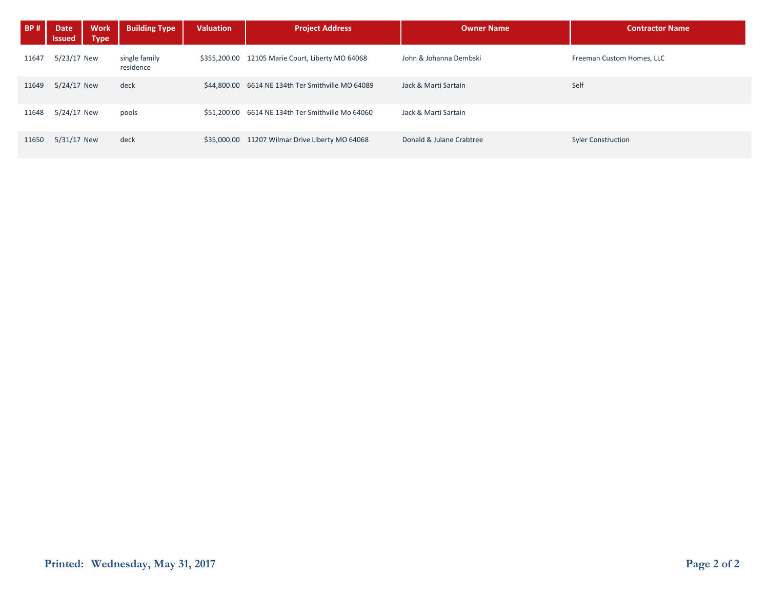| BP # | Date Issued | Work Type | Building Type | Valuation | Project Address | Owner Name | Contractor Name |
|---|---|---|---|---|---|---|---|
| 11647 | 5/23/17 | New | single family residence | $355,200.00 | 12105 Marie Court, Liberty MO 64068 | John & Johanna Dembski | Freeman Custom Homes, LLC |
| 11649 | 5/24/17 | New | deck | $44,800.00 | 6614 NE 134th Ter Smithville MO 64089 | Jack & Marti Sartain | Self |
| 11648 | 5/24/17 | New | pools | $51,200.00 | 6614 NE 134th Ter Smithville Mo 64060 | Jack & Marti Sartain | |
| 11650 | 5/31/17 | New | deck | $35,000.00 | 11207 Wilmar Drive Liberty MO 64068 | Donald & Julane Crabtree | Syler Construction |

**Printed: Wednesday, May 31, 2017**